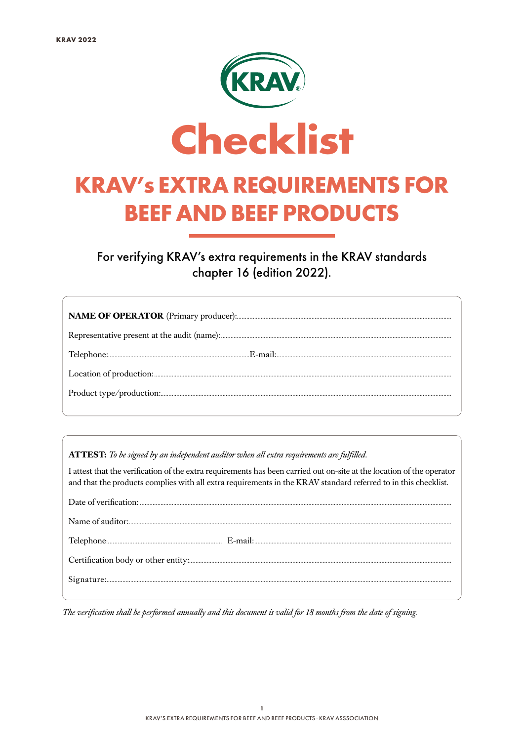# Checklist

## KRAV's EXTRA REQUIREMENTS FOR BEEF AND BEEF PRODUCTS

For verifying KRAV's extra requirements in the KRAV standards chapter 16 (edition 2022).

**NAME OF OPERATOR** (Primary producer):

Representative present at the audit (name):

Telephone: E-mail:

Location of production:

Product type/production:

**ATTEST:** *To be signed by an independent auditor when all extra requirements are fulfilled.*

I attest that the verification of the extra requirements has been carried out on-site at the location of the operator and that the products complies with all extra requirements in the KRAV standard referred to in this checklist.

Date of verification:

Name of auditor:

Telephone: E-mail:

Certification body or other entity:

Signature:

*The verification shall be performed annually and this document is valid for 18 months from the date of signing.*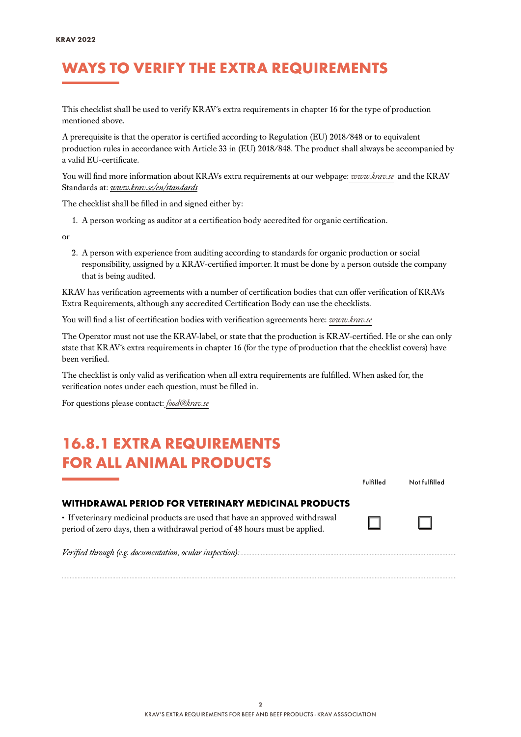# WAYS TO VERIFY THE EXTRA REQUIREMENTS

This checklist shall be used to verify KRAV´s extra requirements in chapter 16 for the type of production mentioned above.

A prerequisite is that the operator is certified according to Regulation (EU) 2018/848 or to equivalent production rules in accordance with Article 33 in (EU) 2018/848. The product shall always be accompanied by a valid EU-certificate.

You will find more information about KRAVs extra requirements at our webpage: *www.krav.se* and the KRAV Standards at: *www.krav.se/en/standards*

The checklist shall be filled in and signed either by:

1. A person working as auditor at a certification body accredited for organic certification.

or

2. A person with experience from auditing according to standards for organic production or social responsibility, assigned by a KRAV-certified importer. It must be done by a person outside the company that is being audited.

KRAV has verification agreements with a number of certification bodies that can offer verification of KRAVs Extra Requirements, although any accredited Certification Body can use the checklists.

You will find a list of certification bodies with verification agreements here: *www.krav.se*

The Operator must not use the KRAV-label, or state that the production is KRAV-certified. He or she can only state that KRAV´s extra requirements in chapter 16 (for the type of production that the checklist covers) have been verified.

The checklist is only valid as verification when all extra requirements are fulfilled. When asked for, the verification notes under each question, must be filled in.

For questions please contact: *food@krav.se*

# 16.8.1 EXTRA REQUIREMENTS FOR ALL ANIMAL PRODUCTS

| | Fulfilled | Not fulfilled |
|---|---|---|
| **WITHDRAWAL PERIOD FOR VETERINARY MEDICINAL PRODUCTS** | | |
| • If veterinary medicinal products are used that have an approved withdrawal period of zero days, then a withdrawal period of 48 hours must be applied. | ☐ | ☐ |

*Verified through (e.g. documentation, ocular inspection):* ..........................................................................................

..........................................................................................................................................................................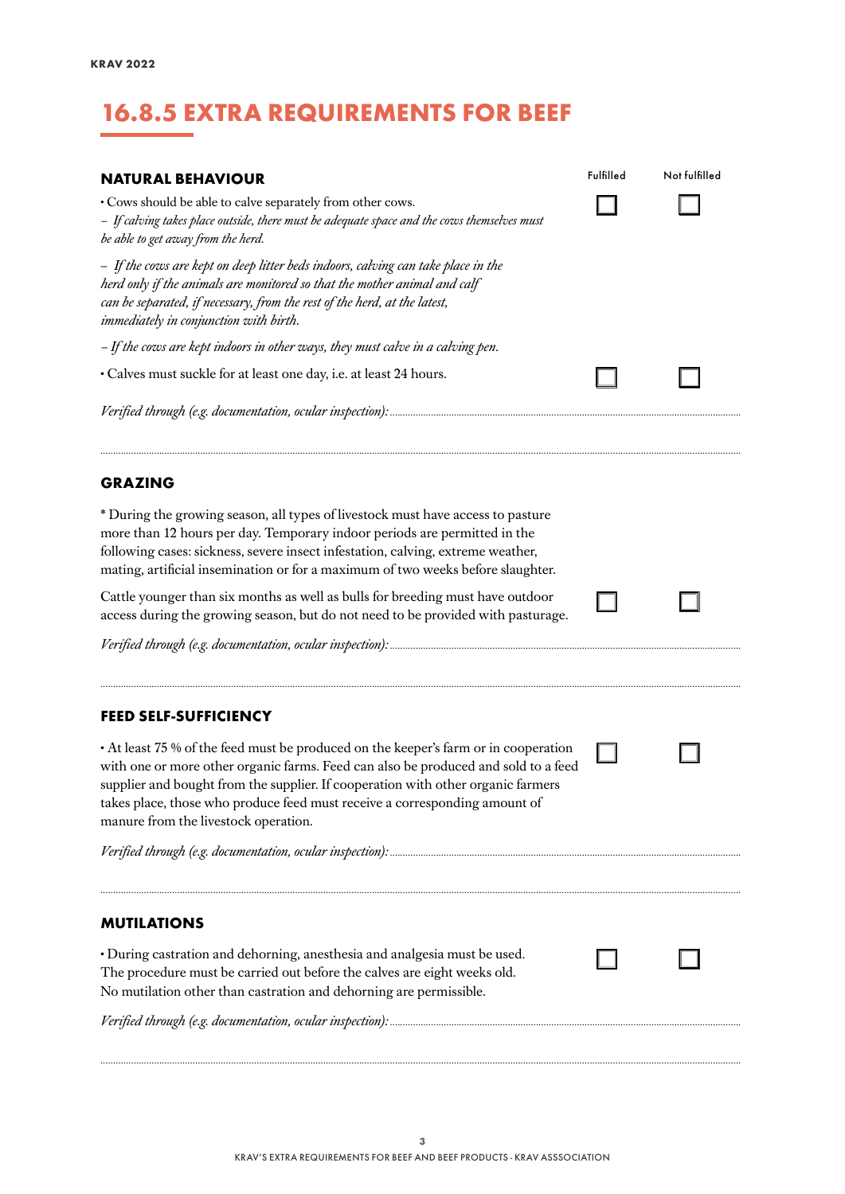## 16.8.5 EXTRA REQUIREMENTS FOR BEEF

### NATURAL BEHAVIOUR

Fulfilled ☐ Not fulfilled ☐

- Cows should be able to calve separately from other cows.

*– If calving takes place outside, there must be adequate space and the cows themselves must be able to get away from the herd.*

*– If the cows are kept on deep litter beds indoors, calving can take place in the herd only if the animals are monitored so that the mother animal and calf can be separated, if necessary, from the rest of the herd, at the latest, immediately in conjunction with birth.*

*– If the cows are kept indoors in other ways, they must calve in a calving pen.*

- Calves must suckle for at least one day, i.e. at least 24 hours. ☐ ☐

*Verified through (e.g. documentation, ocular inspection):* ..........

### GRAZING

* During the growing season, all types of livestock must have access to pasture more than 12 hours per day. Temporary indoor periods are permitted in the following cases: sickness, severe insect infestation, calving, extreme weather, mating, artificial insemination or for a maximum of two weeks before slaughter.

Cattle younger than six months as well as bulls for breeding must have outdoor access during the growing season, but do not need to be provided with pasturage. ☐ ☐

*Verified through (e.g. documentation, ocular inspection):* ..........

### FEED SELF-SUFFICIENCY

- At least 75 % of the feed must be produced on the keeper's farm or in cooperation with one or more other organic farms. Feed can also be produced and sold to a feed supplier and bought from the supplier. If cooperation with other organic farmers takes place, those who produce feed must receive a corresponding amount of manure from the livestock operation. ☐ ☐

*Verified through (e.g. documentation, ocular inspection):* ..........

### MUTILATIONS

- During castration and dehorning, anesthesia and analgesia must be used. The procedure must be carried out before the calves are eight weeks old. No mutilation other than castration and dehorning are permissible. ☐ ☐

*Verified through (e.g. documentation, ocular inspection):* ..........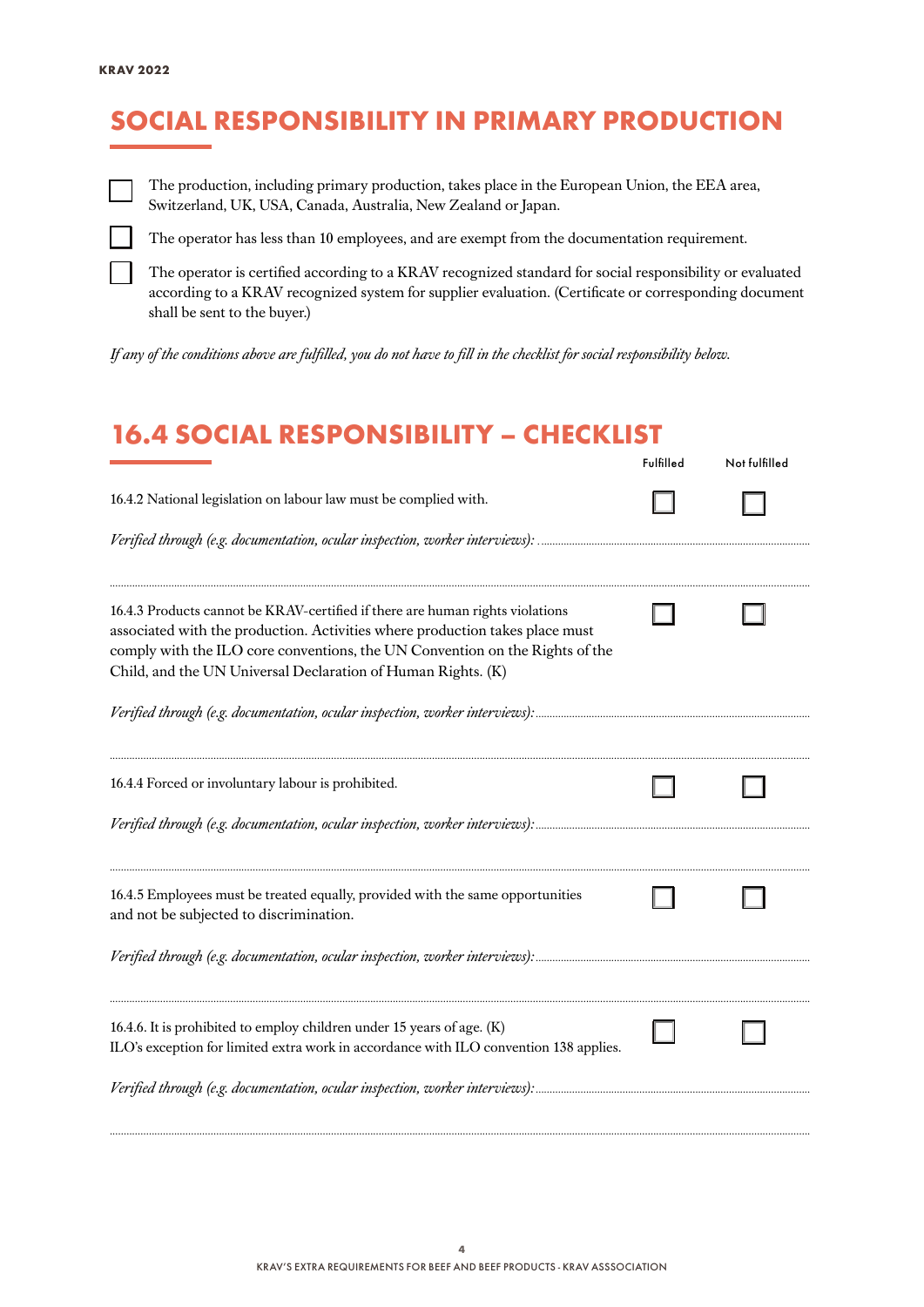# SOCIAL RESPONSIBILITY IN PRIMARY PRODUCTION

- ☐ The production, including primary production, takes place in the European Union, the EEA area, Switzerland, UK, USA, Canada, Australia, New Zealand or Japan.
- ☐ The operator has less than 10 employees, and are exempt from the documentation requirement.
- ☐ The operator is certified according to a KRAV recognized standard for social responsibility or evaluated according to a KRAV recognized system for supplier evaluation. (Certificate or corresponding document shall be sent to the buyer.)

*If any of the conditions above are fulfilled, you do not have to fill in the checklist for social responsibility below.*

# 16.4 SOCIAL RESPONSIBILITY – CHECKLIST

| | Fulfilled | Not fulfilled |
|---|---|---|
| 16.4.2 National legislation on labour law must be complied with. | ☐ | ☐ |
| 16.4.3 Products cannot be KRAV-certified if there are human rights violations associated with the production. Activities where production takes place must comply with the ILO core conventions, the UN Convention on the Rights of the Child, and the UN Universal Declaration of Human Rights. (K) | ☐ | ☐ |
| 16.4.4 Forced or involuntary labour is prohibited. | ☐ | ☐ |
| 16.4.5 Employees must be treated equally, provided with the same opportunities and not be subjected to discrimination. | ☐ | ☐ |
| 16.4.6. It is prohibited to employ children under 15 years of age. (K) ILO's exception for limited extra work in accordance with ILO convention 138 applies. | ☐ | ☐ |

16.4.2 – *Verified through (e.g. documentation, ocular inspection, worker interviews):* ..............................

16.4.3 – *Verified through (e.g. documentation, ocular inspection, worker interviews):* ..............................

16.4.4 – *Verified through (e.g. documentation, ocular inspection, worker interviews):* ..............................

16.4.5 – *Verified through (e.g. documentation, ocular inspection, worker interviews):* ..............................

16.4.6 – *Verified through (e.g. documentation, ocular inspection, worker interviews):* ..............................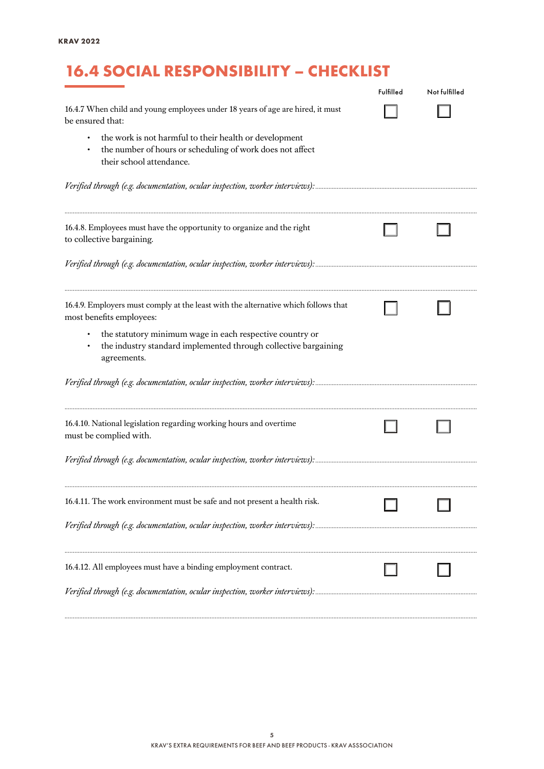## 16.4 SOCIAL RESPONSIBILITY – CHECKLIST

| | Fulfilled | Not fulfilled |
|---|---|---|
| 16.4.7 When child and young employees under 18 years of age are hired, it must be ensured that:<br>• the work is not harmful to their health or development<br>• the number of hours or scheduling of work does not affect their school attendance. | ☐ | ☐ |
| 16.4.8. Employees must have the opportunity to organize and the right to collective bargaining. | ☐ | ☐ |
| 16.4.9. Employers must comply at the least with the alternative which follows that most benefits employees:<br>• the statutory minimum wage in each respective country or<br>• the industry standard implemented through collective bargaining agreements. | ☐ | ☐ |
| 16.4.10. National legislation regarding working hours and overtime must be complied with. | ☐ | ☐ |
| 16.4.11. The work environment must be safe and not present a health risk. | ☐ | ☐ |
| 16.4.12. All employees must have a binding employment contract. | ☐ | ☐ |

16.4.7 When child and young employees under 18 years of age are hired, it must be ensured that:

- the work is not harmful to their health or development
- the number of hours or scheduling of work does not affect their school attendance.

*Verified through (e.g. documentation, ocular inspection, worker interviews):* ..............................

16.4.8. Employees must have the opportunity to organize and the right to collective bargaining.

*Verified through (e.g. documentation, ocular inspection, worker interviews):* ..............................

16.4.9. Employers must comply at the least with the alternative which follows that most benefits employees:

- the statutory minimum wage in each respective country or
- the industry standard implemented through collective bargaining agreements.

*Verified through (e.g. documentation, ocular inspection, worker interviews):* ..............................

16.4.10. National legislation regarding working hours and overtime must be complied with.

*Verified through (e.g. documentation, ocular inspection, worker interviews):* ..............................

16.4.11. The work environment must be safe and not present a health risk.

*Verified through (e.g. documentation, ocular inspection, worker interviews):* ..............................

16.4.12. All employees must have a binding employment contract.

*Verified through (e.g. documentation, ocular inspection, worker interviews):* ..............................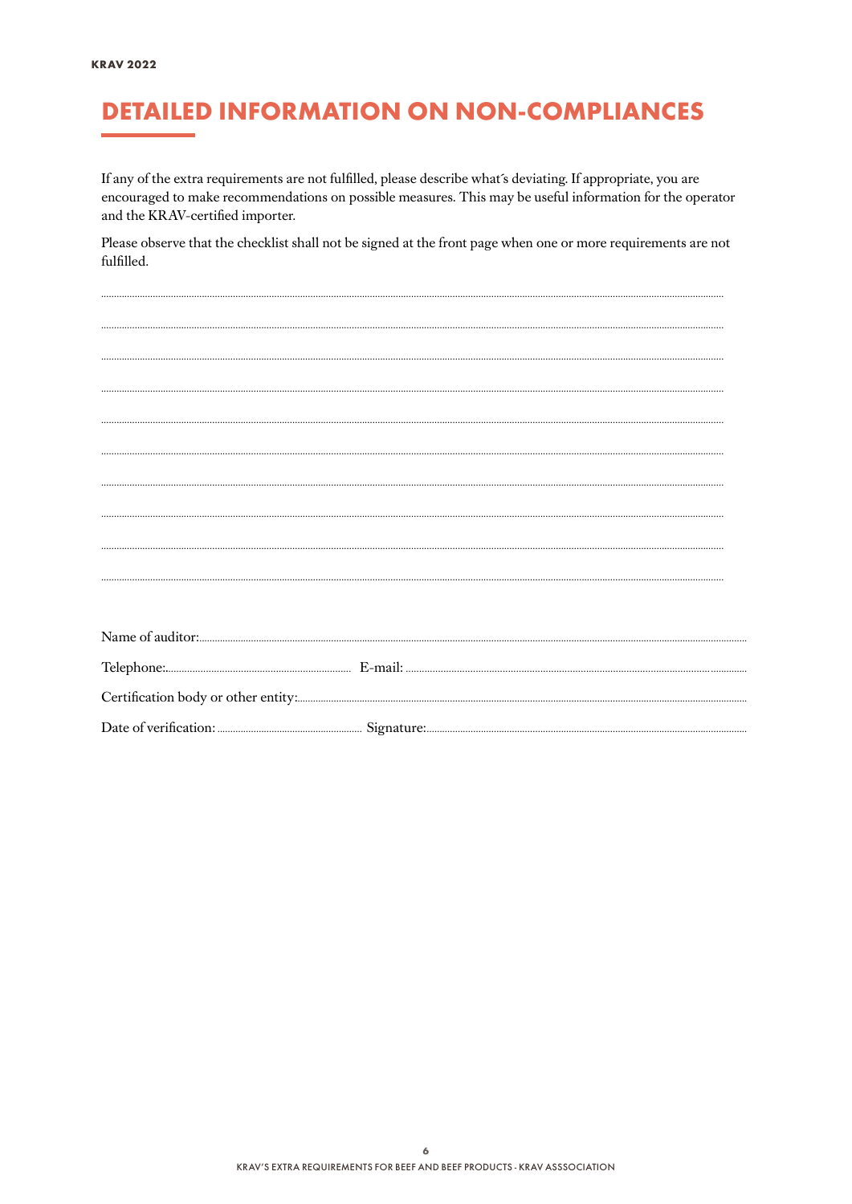# DETAILED INFORMATION ON NON-COMPLIANCES

If any of the extra requirements are not fulfilled, please describe what´s deviating. If appropriate, you are encouraged to make recommendations on possible measures. This may be useful information for the operator and the KRAV-certified importer.

Please observe that the checklist shall not be signed at the front page when one or more requirements are not fulfilled.

..........................................................................................................................................................................................................

..........................................................................................................................................................................................................

..........................................................................................................................................................................................................

..........................................................................................................................................................................................................

..........................................................................................................................................................................................................

..........................................................................................................................................................................................................

..........................................................................................................................................................................................................

..........................................................................................................................................................................................................

..........................................................................................................................................................................................................

..........................................................................................................................................................................................................

Name of auditor:..........................................................................................................................................................................

Telephone:.......................................................... E-mail: ..........................................................................................................

Certification body or other entity:..........................................................................................................................................

Date of verification: ............................................ Signature:................................................................................................